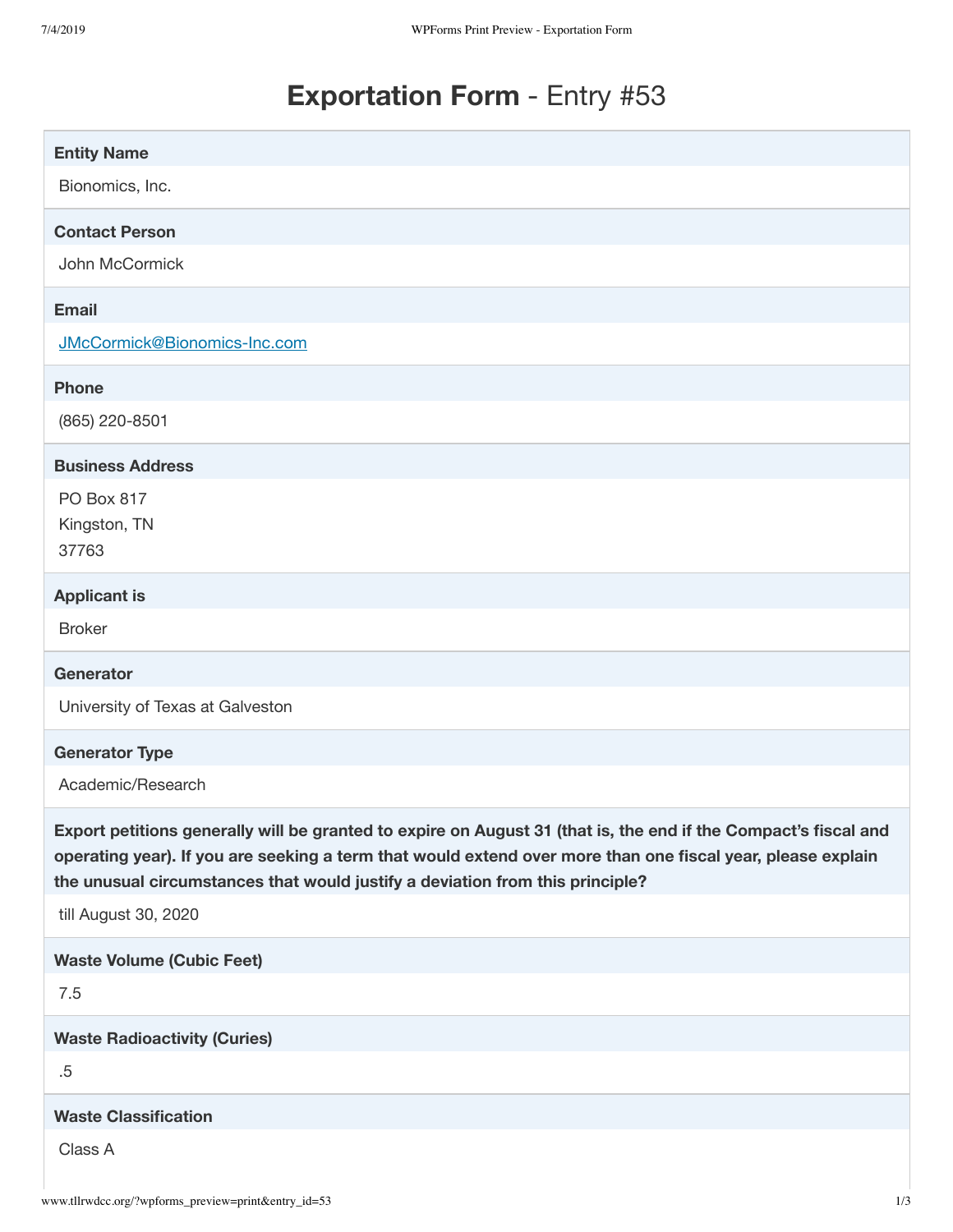# **Exportation Form** - Entry #53

**Entity Name**

Bionomics, Inc.

**Contact Person**

John McCormick

**Email**

JMcCormick@Bionomics-Inc.com

**Phone**

(865) 220-8501

**Business Address**

PO Box 817
Kingston, TN
37763

**Applicant is**

Broker

**Generator**

University of Texas at Galveston

**Generator Type**

Academic/Research

**Export petitions generally will be granted to expire on August 31 (that is, the end if the Compact's fiscal and operating year). If you are seeking a term that would extend over more than one fiscal year, please explain the unusual circumstances that would justify a deviation from this principle?**

till August 30, 2020

**Waste Volume (Cubic Feet)**

7.5

**Waste Radioactivity (Curies)**

.5

**Waste Classification**

Class A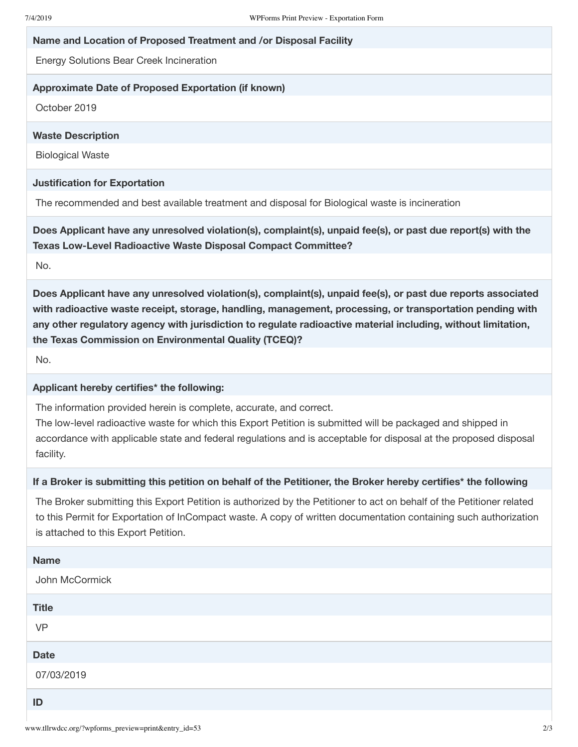**Name and Location of Proposed Treatment and /or Disposal Facility**

Energy Solutions Bear Creek Incineration

**Approximate Date of Proposed Exportation (if known)**

October 2019

**Waste Description**

Biological Waste

**Justification for Exportation**

The recommended and best available treatment and disposal for Biological waste is incineration

**Does Applicant have any unresolved violation(s), complaint(s), unpaid fee(s), or past due report(s) with the Texas Low-Level Radioactive Waste Disposal Compact Committee?**

No.

**Does Applicant have any unresolved violation(s), complaint(s), unpaid fee(s), or past due reports associated with radioactive waste receipt, storage, handling, management, processing, or transportation pending with any other regulatory agency with jurisdiction to regulate radioactive material including, without limitation, the Texas Commission on Environmental Quality (TCEQ)?**

No.

**Applicant hereby certifies* the following:**

The information provided herein is complete, accurate, and correct.
The low-level radioactive waste for which this Export Petition is submitted will be packaged and shipped in accordance with applicable state and federal regulations and is acceptable for disposal at the proposed disposal facility.

**If a Broker is submitting this petition on behalf of the Petitioner, the Broker hereby certifies* the following**

The Broker submitting this Export Petition is authorized by the Petitioner to act on behalf of the Petitioner related to this Permit for Exportation of InCompact waste. A copy of written documentation containing such authorization is attached to this Export Petition.

**Name**

John McCormick

**Title**

VP

**Date**

07/03/2019

**ID**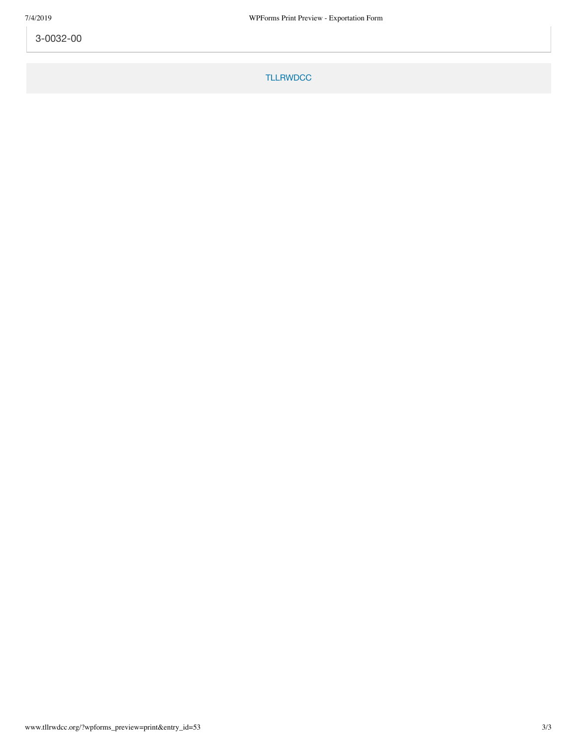3-0032-00

TLLRWDCC